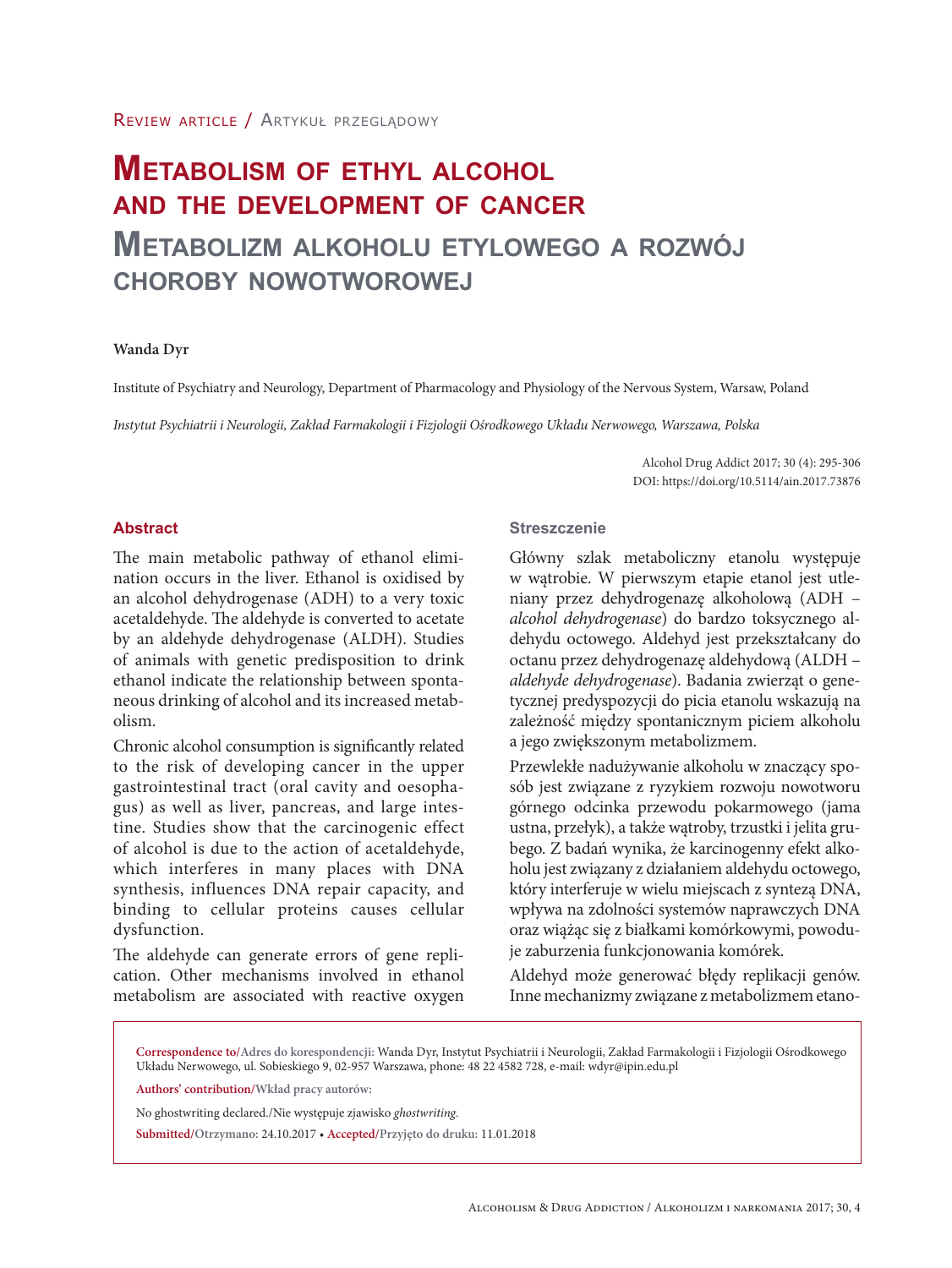Review article / Artykuł przeglądowy

# Metabolism of ethyl alcohol and the development of cancer

# Metabolizm alkoholu etylowego a rozwój choroby nowotworowej

**Wanda Dyr**

Institute of Psychiatry and Neurology, Department of Pharmacology and Physiology of the Nervous System, Warsaw, Poland

*Instytut Psychiatrii i Neurologii, Zakład Farmakologii i Fizjologii Ośrodkowego Układu Nerwowego, Warszawa, Polska*

Alcohol Drug Addict 2017; 30 (4): 295-306
DOI: https://doi.org/10.5114/ain.2017.73876

## Abstract

The main metabolic pathway of ethanol elimination occurs in the liver. Ethanol is oxidised by an alcohol dehydrogenase (ADH) to a very toxic acetaldehyde. The aldehyde is converted to acetate by an aldehyde dehydrogenase (ALDH). Studies of animals with genetic predisposition to drink ethanol indicate the relationship between spontaneous drinking of alcohol and its increased metabolism.

Chronic alcohol consumption is significantly related to the risk of developing cancer in the upper gastrointestinal tract (oral cavity and oesophagus) as well as liver, pancreas, and large intestine. Studies show that the carcinogenic effect of alcohol is due to the action of acetaldehyde, which interferes in many places with DNA synthesis, influences DNA repair capacity, and binding to cellular proteins causes cellular dysfunction.

The aldehyde can generate errors of gene replication. Other mechanisms involved in ethanol metabolism are associated with reactive oxygen

## Streszczenie

Główny szlak metaboliczny etanolu występuje w wątrobie. W pierwszym etapie etanol jest utleniany przez dehydrogenazę alkoholową (ADH – *alcohol dehydrogenase*) do bardzo toksycznego aldehydu octowego. Aldehyd jest przekształcany do octanu przez dehydrogenazę aldehydową (ALDH – *aldehyde dehydrogenase*). Badania zwierząt o genetycznej predyspozycji do picia etanolu wskazują na zależność między spontanicznym piciem alkoholu a jego zwiększonym metabolizmem.

Przewlekłe nadużywanie alkoholu w znaczący sposób jest związane z ryzykiem rozwoju nowotworu górnego odcinka przewodu pokarmowego (jama ustna, przełyk), a także wątroby, trzustki i jelita grubego. Z badań wynika, że karcinogenny efekt alkoholu jest związany z działaniem aldehydu octowego, który interferuje w wielu miejscach z syntezą DNA, wpływa na zdolności systemów naprawczych DNA oraz wiążąc się z białkami komórkowymi, powoduje zaburzenia funkcjonowania komórek.

Aldehyd może generować błędy replikacji genów. Inne mechanizmy związane z metabolizmem etano-

**Correspondence to/Adres do korespondencji:** Wanda Dyr, Instytut Psychiatrii i Neurologii, Zakład Farmakologii i Fizjologii Ośrodkowego Układu Nerwowego, ul. Sobieskiego 9, 02-957 Warszawa, phone: 48 22 4582 728, e-mail: wdyr@ipin.edu.pl

**Authors' contribution/Wkład pracy autorów:**

No ghostwriting declared./Nie występuje zjawisko *ghostwriting*.

**Submitted/Otrzymano:** 24.10.2017 • **Accepted/Przyjęto do druku:** 11.01.2018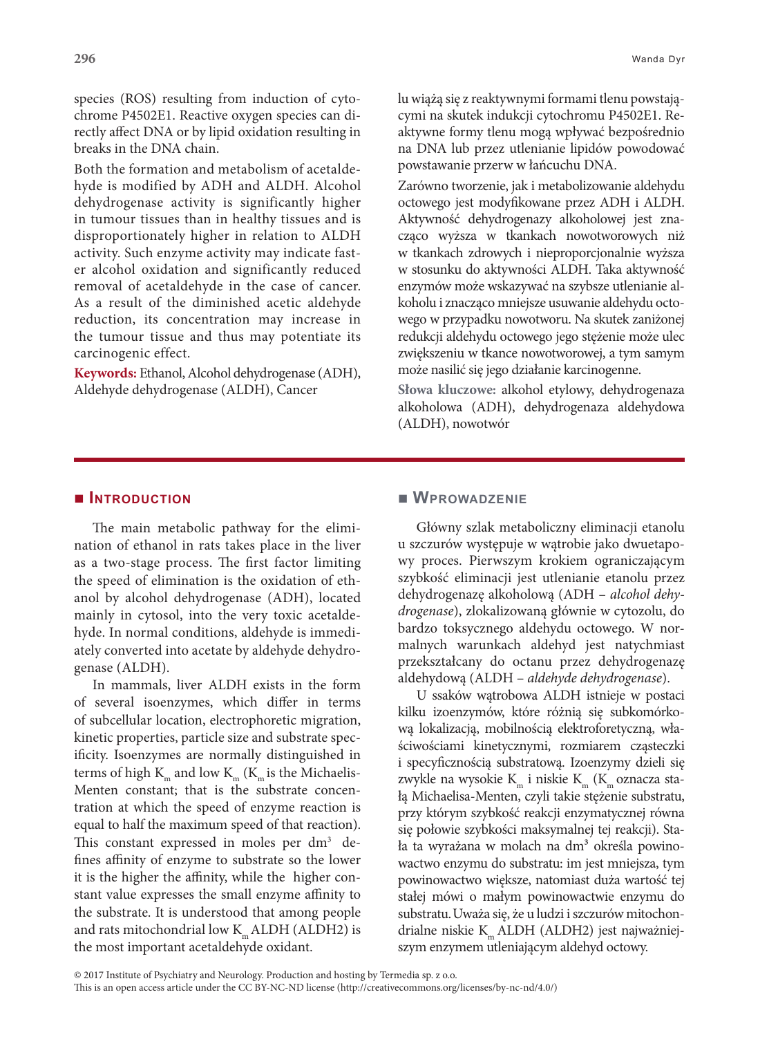species (ROS) resulting from induction of cytochrome P4502E1. Reactive oxygen species can directly affect DNA or by lipid oxidation resulting in breaks in the DNA chain.

Both the formation and metabolism of acetaldehyde is modified by ADH and ALDH. Alcohol dehydrogenase activity is significantly higher in tumour tissues than in healthy tissues and is disproportionately higher in relation to ALDH activity. Such enzyme activity may indicate faster alcohol oxidation and significantly reduced removal of acetaldehyde in the case of cancer. As a result of the diminished acetic aldehyde reduction, its concentration may increase in the tumour tissue and thus may potentiate its carcinogenic effect.

**Keywords:** Ethanol, Alcohol dehydrogenase (ADH), Aldehyde dehydrogenase (ALDH), Cancer

lu wiążą się z reaktywnymi formami tlenu powstającymi na skutek indukcji cytochromu P4502E1. Reaktywne formy tlenu mogą wpływać bezpośrednio na DNA lub przez utlenianie lipidów powodować powstawanie przerw w łańcuchu DNA.

Zarówno tworzenie, jak i metabolizowanie aldehydu octowego jest modyfikowane przez ADH i ALDH. Aktywność dehydrogenazy alkoholowej jest znacząco wyższa w tkankach nowotworowych niż w tkankach zdrowych i nieproporcjonalnie wyższa w stosunku do aktywności ALDH. Taka aktywność enzymów może wskazywać na szybsze utlenianie alkoholu i znacząco mniejsze usuwanie aldehydu octowego w przypadku nowotworu. Na skutek zaniżonej redukcji aldehydu octowego jego stężenie może ulec zwiększeniu w tkance nowotworowej, a tym samym może nasilić się jego działanie karcinogenne.

**Słowa kluczowe:** alkohol etylowy, dehydrogenaza alkoholowa (ADH), dehydrogenaza aldehydowa (ALDH), nowotwór

## Introduction

The main metabolic pathway for the elimination of ethanol in rats takes place in the liver as a two-stage process. The first factor limiting the speed of elimination is the oxidation of ethanol by alcohol dehydrogenase (ADH), located mainly in cytosol, into the very toxic acetaldehyde. In normal conditions, aldehyde is immediately converted into acetate by aldehyde dehydrogenase (ALDH).

In mammals, liver ALDH exists in the form of several isoenzymes, which differ in terms of subcellular location, electrophoretic migration, kinetic properties, particle size and substrate specificity. Isoenzymes are normally distinguished in terms of high $K_m$ and low $K_m$ ($K_m$ is the Michaelis-Menten constant; that is the substrate concentration at which the speed of enzyme reaction is equal to half the maximum speed of that reaction). This constant expressed in moles per $dm^3$ defines affinity of enzyme to substrate so the lower it is the higher the affinity, while the higher constant value expresses the small enzyme affinity to the substrate. It is understood that among people and rats mitochondrial low $K_m$ ALDH (ALDH2) is the most important acetaldehyde oxidant.

## Wprowadzenie

Główny szlak metaboliczny eliminacji etanolu u szczurów występuje w wątrobie jako dwuetapowy proces. Pierwszym krokiem ograniczającym szybkość eliminacji jest utlenianie etanolu przez dehydrogenazę alkoholową (ADH – *alcohol dehydrogenase*), zlokalizowaną głównie w cytozolu, do bardzo toksycznego aldehydu octowego. W normalnych warunkach aldehyd jest natychmiast przekształcany do octanu przez dehydrogenazę aldehydową (ALDH – *aldehyde dehydrogenase*).

U ssaków wątrobowa ALDH istnieje w postaci kilku izoenzymów, które różnią się subkomórkową lokalizacją, mobilnością elektroforetyczną, właściwościami kinetycznymi, rozmiarem cząsteczki i specyficznością substratową. Izoenzymy dzieli się zwykle na wysokie $K_m$ i niskie $K_m$ ($K_m$ oznacza stałą Michaelisa-Menten, czyli takie stężenie substratu, przy którym szybkość reakcji enzymatycznej równa się połowie szybkości maksymalnej tej reakcji). Stała ta wyrażana w molach na $dm^3$ określa powinowactwo enzymu do substratu: im jest mniejsza, tym powinowactwo większe, natomiast duża wartość tej stałej mówi o małym powinowactwie enzymu do substratu. Uważa się, że u ludzi i szczurów mitochondrialne niskie $K_m$ ALDH (ALDH2) jest najważniejszym enzymem utleniającym aldehyd octowy.

© 2017 Institute of Psychiatry and Neurology. Production and hosting by Termedia sp. z o.o.
This is an open access article under the CC BY-NC-ND license (http://creativecommons.org/licenses/by-nc-nd/4.0/)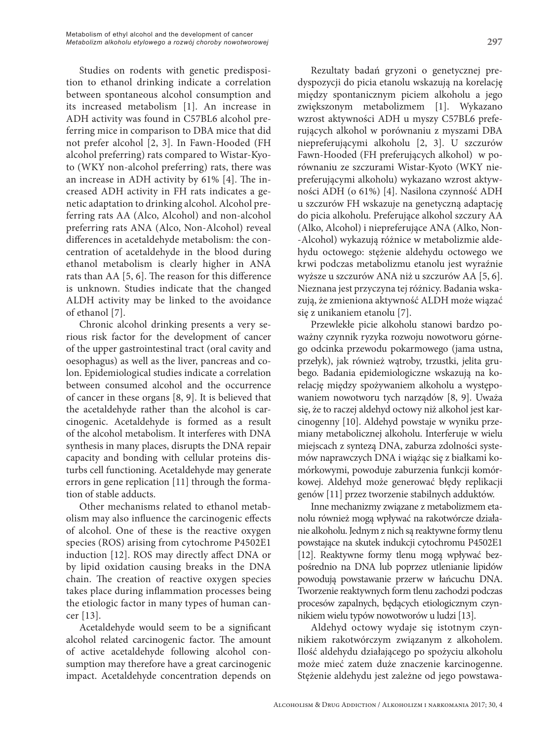Studies on rodents with genetic predisposition to ethanol drinking indicate a correlation between spontaneous alcohol consumption and its increased metabolism [1]. An increase in ADH activity was found in C57BL6 alcohol preferring mice in comparison to DBA mice that did not prefer alcohol [2, 3]. In Fawn-Hooded (FH alcohol preferring) rats compared to Wistar-Kyoto (WKY non-alcohol preferring) rats, there was an increase in ADH activity by 61% [4]. The increased ADH activity in FH rats indicates a genetic adaptation to drinking alcohol. Alcohol preferring rats AA (Alco, Alcohol) and non-alcohol preferring rats ANA (Alco, Non-Alcohol) reveal differences in acetaldehyde metabolism: the concentration of acetaldehyde in the blood during ethanol metabolism is clearly higher in ANA rats than AA [5, 6]. The reason for this difference is unknown. Studies indicate that the changed ALDH activity may be linked to the avoidance of ethanol [7].

Chronic alcohol drinking presents a very serious risk factor for the development of cancer of the upper gastrointestinal tract (oral cavity and oesophagus) as well as the liver, pancreas and colon. Epidemiological studies indicate a correlation between consumed alcohol and the occurrence of cancer in these organs [8, 9]. It is believed that the acetaldehyde rather than the alcohol is carcinogenic. Acetaldehyde is formed as a result of the alcohol metabolism. It interferes with DNA synthesis in many places, disrupts the DNA repair capacity and bonding with cellular proteins disturbs cell functioning. Acetaldehyde may generate errors in gene replication [11] through the formation of stable adducts.

Other mechanisms related to ethanol metabolism may also influence the carcinogenic effects of alcohol. One of these is the reactive oxygen species (ROS) arising from cytochrome P4502E1 induction [12]. ROS may directly affect DNA or by lipid oxidation causing breaks in the DNA chain. The creation of reactive oxygen species takes place during inflammation processes being the etiologic factor in many types of human cancer [13].

Acetaldehyde would seem to be a significant alcohol related carcinogenic factor. The amount of active acetaldehyde following alcohol consumption may therefore have a great carcinogenic impact. Acetaldehyde concentration depends on

Rezultaty badań gryzoni o genetycznej predyspozycji do picia etanolu wskazują na korelację między spontanicznym piciem alkoholu a jego zwiększonym metabolizmem [1]. Wykazano wzrost aktywności ADH u myszy C57BL6 preferujących alkohol w porównaniu z myszami DBA niepreferującymi alkoholu [2, 3]. U szczurów Fawn-Hooded (FH preferujących alkohol) w porównaniu ze szczurami Wistar-Kyoto (WKY niepreferującymi alkoholu) wykazano wzrost aktywności ADH (o 61%) [4]. Nasilona czynność ADH u szczurów FH wskazuje na genetyczną adaptację do picia alkoholu. Preferujące alkohol szczury AA (Alko, Alcohol) i niepreferujące ANA (Alko, Non-Alcohol) wykazują różnice w metabolizmie aldehydu octowego: stężenie aldehydu octowego we krwi podczas metabolizmu etanolu jest wyraźnie wyższe u szczurów ANA niż u szczurów AA [5, 6]. Nieznana jest przyczyna tej różnicy. Badania wskazują, że zmieniona aktywność ALDH może wiązać się z unikaniem etanolu [7].

Przewlekłe picie alkoholu stanowi bardzo poważny czynnik ryzyka rozwoju nowotworu górnego odcinka przewodu pokarmowego (jama ustna, przełyk), jak również wątroby, trzustki, jelita grubego. Badania epidemiologiczne wskazują na korelację między spożywaniem alkoholu a występowaniem nowotworu tych narządów [8, 9]. Uważa się, że to raczej aldehyd octowy niż alkohol jest karcinogenny [10]. Aldehyd powstaje w wyniku przemiany metabolicznej alkoholu. Interferuje w wielu miejscach z syntezą DNA, zaburza zdolności systemów naprawczych DNA i wiążąc się z białkami komórkowymi, powoduje zaburzenia funkcji komórkowej. Aldehyd może generować błędy replikacji genów [11] przez tworzenie stabilnych adduktów.

Inne mechanizmy związane z metabolizmem etanolu również mogą wpływać na rakotwórcze działanie alkoholu. Jednym z nich są reaktywne formy tlenu powstające na skutek indukcji cytochromu P4502E1 [12]. Reaktywne formy tlenu mogą wpływać bezpośrednio na DNA lub poprzez utlenianie lipidów powodują powstawanie przerw w łańcuchu DNA. Tworzenie reaktywnych form tlenu zachodzi podczas procesów zapalnych, będących etiologicznym czynnikiem wielu typów nowotworów u ludzi [13].

Aldehyd octowy wydaje się istotnym czynnikiem rakotwórczym związanym z alkoholem. Ilość aldehydu działającego po spożyciu alkoholu może mieć zatem duże znaczenie karcinogenne. Stężenie aldehydu jest zależne od jego powstawa-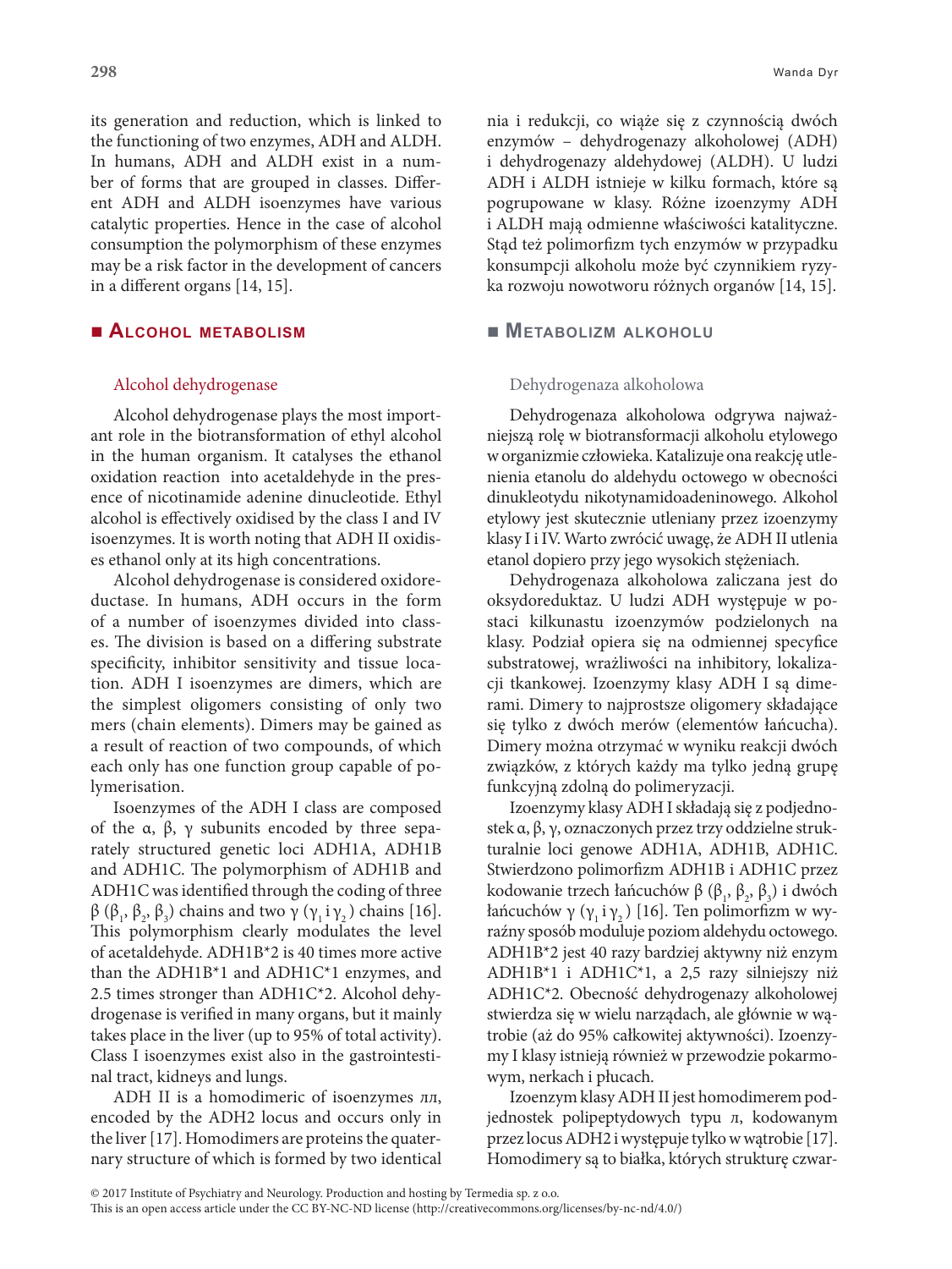its generation and reduction, which is linked to the functioning of two enzymes, ADH and ALDH. In humans, ADH and ALDH exist in a number of forms that are grouped in classes. Different ADH and ALDH isoenzymes have various catalytic properties. Hence in the case of alcohol consumption the polymorphism of these enzymes may be a risk factor in the development of cancers in a different organs [14, 15].

## ■ Alcohol metabolism

### Alcohol dehydrogenase

Alcohol dehydrogenase plays the most important role in the biotransformation of ethyl alcohol in the human organism. It catalyses the ethanol oxidation reaction into acetaldehyde in the presence of nicotinamide adenine dinucleotide. Ethyl alcohol is effectively oxidised by the class I and IV isoenzymes. It is worth noting that ADH II oxidises ethanol only at its high concentrations.

Alcohol dehydrogenase is considered oxidoreductase. In humans, ADH occurs in the form of a number of isoenzymes divided into classes. The division is based on a differing substrate specificity, inhibitor sensitivity and tissue location. ADH I isoenzymes are dimers, which are the simplest oligomers consisting of only two mers (chain elements). Dimers may be gained as a result of reaction of two compounds, of which each only has one function group capable of polymerisation.

Isoenzymes of the ADH I class are composed of the α, β, γ subunits encoded by three separately structured genetic loci ADH1A, ADH1B and ADH1C. The polymorphism of ADH1B and ADH1C was identified through the coding of three β ($\beta_1$, $\beta_2$, $\beta_3$) chains and two γ ($\gamma_1$ i $\gamma_2$) chains [16]. This polymorphism clearly modulates the level of acetaldehyde. ADH1B*2 is 40 times more active than the ADH1B*1 and ADH1C*1 enzymes, and 2.5 times stronger than ADH1C*2. Alcohol dehydrogenase is verified in many organs, but it mainly takes place in the liver (up to 95% of total activity). Class I isoenzymes exist also in the gastrointestinal tract, kidneys and lungs.

ADH II is a homodimeric of isoenzymes ππ, encoded by the ADH2 locus and occurs only in the liver [17]. Homodimers are proteins the quaternary structure of which is formed by two identical

---

nia i redukcji, co wiąże się z czynnością dwóch enzymów – dehydrogenazy alkoholowej (ADH) i dehydrogenazy aldehydowej (ALDH). U ludzi ADH i ALDH istnieje w kilku formach, które są pogrupowane w klasy. Różne izoenzymy ADH i ALDH mają odmienne właściwości katalityczne. Stąd też polimorfizm tych enzymów w przypadku konsumpcji alkoholu może być czynnikiem ryzyka rozwoju nowotworu różnych organów [14, 15].

## ■ Metabolizm alkoholu

### Dehydrogenaza alkoholowa

Dehydrogenaza alkoholowa odgrywa najważniejszą rolę w biotransformacji alkoholu etylowego w organizmie człowieka. Katalizuje ona reakcję utlenienia etanolu do aldehydu octowego w obecności dinukleotydu nikotynamidoadeninowego. Alkohol etylowy jest skutecznie utleniany przez izoenzymy klasy I i IV. Warto zwrócić uwagę, że ADH II utlenia etanol dopiero przy jego wysokich stężeniach.

Dehydrogenaza alkoholowa zaliczana jest do oksydoreduktaz. U ludzi ADH występuje w postaci kilkunastu izoenzymów podzielonych na klasy. Podział opiera się na odmiennej specyfice substratowej, wrażliwości na inhibitory, lokalizacji tkankowej. Izoenzymy klasy ADH I są dimerami. Dimery to najprostsze oligomery składające się tylko z dwóch merów (elementów łańcucha). Dimery można otrzymać w wyniku reakcji dwóch związków, z których każdy ma tylko jedną grupę funkcyjną zdolną do polimeryzacji.

Izoenzymy klasy ADH I składają się z podjednostek α, β, γ, oznaczonych przez trzy oddzielne strukturalnie loci genowe ADH1A, ADH1B, ADH1C. Stwierdzono polimorfizm ADH1B i ADH1C przez kodowanie trzech łańcuchów β ($\beta_1$, $\beta_2$, $\beta_3$) i dwóch łańcuchów γ ($\gamma_1$ i $\gamma_2$) [16]. Ten polimorfizm w wyraźny sposób moduluje poziom aldehydu octowego. ADH1B*2 jest 40 razy bardziej aktywny niż enzym ADH1B*1 i ADH1C*1, a 2,5 razy silniejszy niż ADH1C*2. Obecność dehydrogenazy alkoholowej stwierdza się w wielu narządach, ale głównie w wątrobie (aż do 95% całkowitej aktywności). Izoenzymy I klasy istnieją również w przewodzie pokarmowym, nerkach i płucach.

Izoenzym klasy ADH II jest homodimerem podjednostek polipeptydowych typu π, kodowanym przez locus ADH2 i występuje tylko w wątrobie [17]. Homodimery są to białka, których strukturę czwar-

© 2017 Institute of Psychiatry and Neurology. Production and hosting by Termedia sp. z o.o.
This is an open access article under the CC BY-NC-ND license (http://creativecommons.org/licenses/by-nc-nd/4.0/)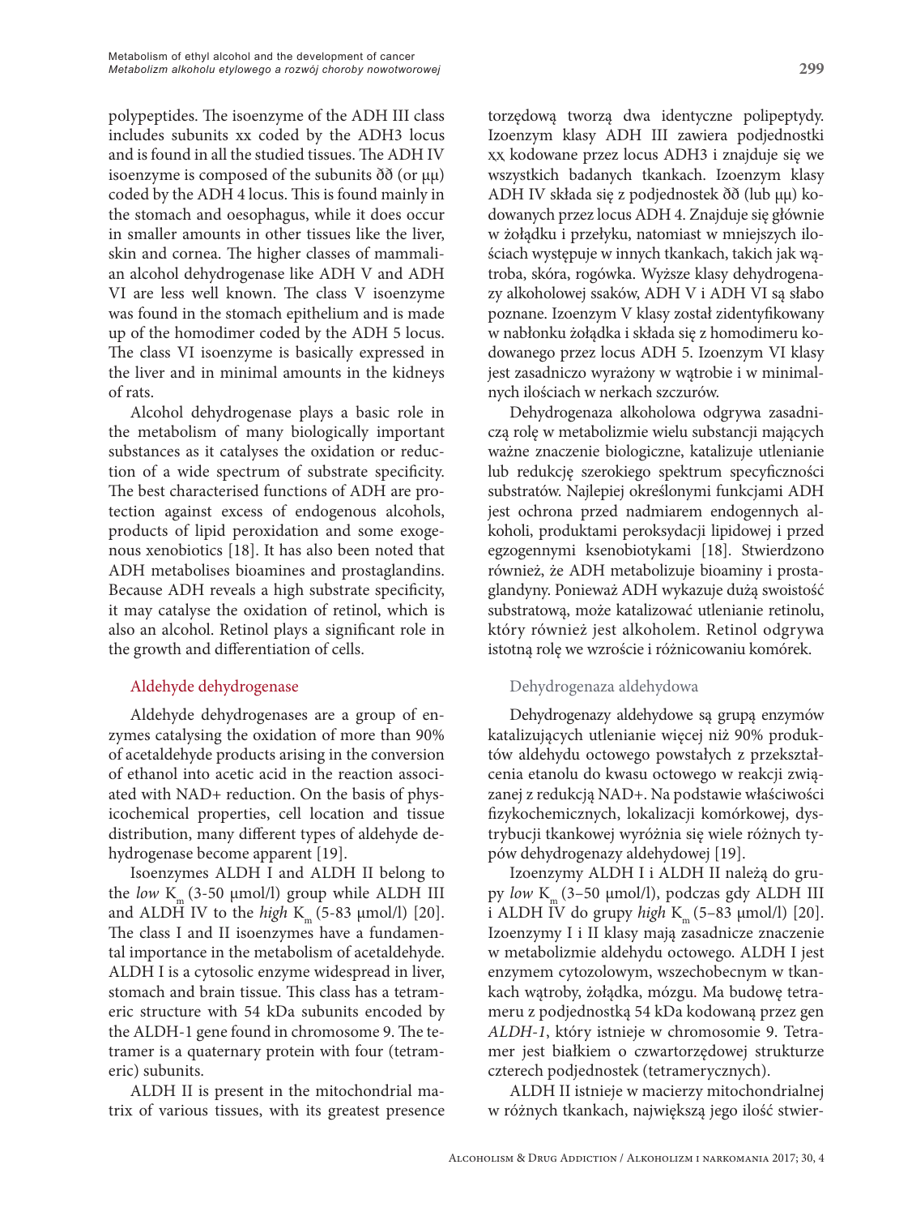polypeptides. The isoenzyme of the ADH III class includes subunits χχ coded by the ADH3 locus and is found in all the studied tissues. The ADH IV isoenzyme is composed of the subunits ðð (or μμ) coded by the ADH 4 locus. This is found mainly in the stomach and oesophagus, while it does occur in smaller amounts in other tissues like the liver, skin and cornea. The higher classes of mammalian alcohol dehydrogenase like ADH V and ADH VI are less well known. The class V isoenzyme was found in the stomach epithelium and is made up of the homodimer coded by the ADH 5 locus. The class VI isoenzyme is basically expressed in the liver and in minimal amounts in the kidneys of rats.

Alcohol dehydrogenase plays a basic role in the metabolism of many biologically important substances as it catalyses the oxidation or reduction of a wide spectrum of substrate specificity. The best characterised functions of ADH are protection against excess of endogenous alcohols, products of lipid peroxidation and some exogenous xenobiotics [18]. It has also been noted that ADH metabolises bioamines and prostaglandins. Because ADH reveals a high substrate specificity, it may catalyse the oxidation of retinol, which is also an alcohol. Retinol plays a significant role in the growth and differentiation of cells.

### Aldehyde dehydrogenase

Aldehyde dehydrogenases are a group of enzymes catalysing the oxidation of more than 90% of acetaldehyde products arising in the conversion of ethanol into acetic acid in the reaction associated with NAD+ reduction. On the basis of physicochemical properties, cell location and tissue distribution, many different types of aldehyde dehydrogenase become apparent [19].

Isoenzymes ALDH I and ALDH II belong to the *low* $K_m$ (3-50 μmol/l) group while ALDH III and ALDH IV to the *high* $K_m$ (5-83 μmol/l) [20]. The class I and II isoenzymes have a fundamental importance in the metabolism of acetaldehyde. ALDH I is a cytosolic enzyme widespread in liver, stomach and brain tissue. This class has a tetrameric structure with 54 kDa subunits encoded by the ALDH-1 gene found in chromosome 9. The tetramer is a quaternary protein with four (tetrameric) subunits.

ALDH II is present in the mitochondrial matrix of various tissues, with its greatest presence

torzędową tworzą dwa identyczne polipeptydy. Izoenzym klasy ADH III zawiera podjednostki χχ kodowane przez locus ADH3 i znajduje się we wszystkich badanych tkankach. Izoenzym klasy ADH IV składa się z podjednostek ðð (lub μμ) kodowanych przez locus ADH 4. Znajduje się głównie w żołądku i przełyku, natomiast w mniejszych ilościach występuje w innych tkankach, takich jak wątroba, skóra, rogówka. Wyższe klasy dehydrogenazy alkoholowej ssaków, ADH V i ADH VI są słabo poznane. Izoenzym V klasy został zidentyfikowany w nabłonku żołądka i składa się z homodimeru kodowanego przez locus ADH 5. Izoenzym VI klasy jest zasadniczo wyrażony w wątrobie i w minimalnych ilościach w nerkach szczurów.

Dehydrogenaza alkoholowa odgrywa zasadniczą rolę w metabolizmie wielu substancji mających ważne znaczenie biologiczne, katalizuje utlenianie lub redukcję szerokiego spektrum specyficzności substratów. Najlepiej określonymi funkcjami ADH jest ochrona przed nadmiarem endogennych alkoholi, produktami peroksydacji lipidowej i przed egzogennymi ksenobiotykami [18]. Stwierdzono również, że ADH metabolizuje bioaminy i prostaglandyny. Ponieważ ADH wykazuje dużą swoistość substratową, może katalizować utlenianie retinolu, który również jest alkoholem. Retinol odgrywa istotną rolę we wzroście i różnicowaniu komórek.

### Dehydrogenaza aldehydowa

Dehydrogenazy aldehydowe są grupą enzymów katalizujących utlenianie więcej niż 90% produktów aldehydu octowego powstałych z przekształcenia etanolu do kwasu octowego w reakcji związanej z redukcją NAD+. Na podstawie właściwości fizykochemicznych, lokalizacji komórkowej, dystrybucji tkankowej wyróżnia się wiele różnych typów dehydrogenazy aldehydowej [19].

Izoenzymy ALDH I i ALDH II należą do grupy *low* $K_m$ (3–50 μmol/l), podczas gdy ALDH III i ALDH IV do grupy *high* $K_m$ (5–83 μmol/l) [20]. Izoenzymy I i II klasy mają zasadnicze znaczenie w metabolizmie aldehydu octowego. ALDH I jest enzymem cytozolowym, wszechobecnym w tkankach wątroby, żołądka, mózgu. Ma budowę tetrameru z podjednostką 54 kDa kodowaną przez gen *ALDH-1*, który istnieje w chromosomie 9. Tetramer jest białkiem o czwartorzędowej strukturze czterech podjednostek (tetramerycznych).

ALDH II istnieje w macierzy mitochondrialnej w różnych tkankach, największą jego ilość stwier-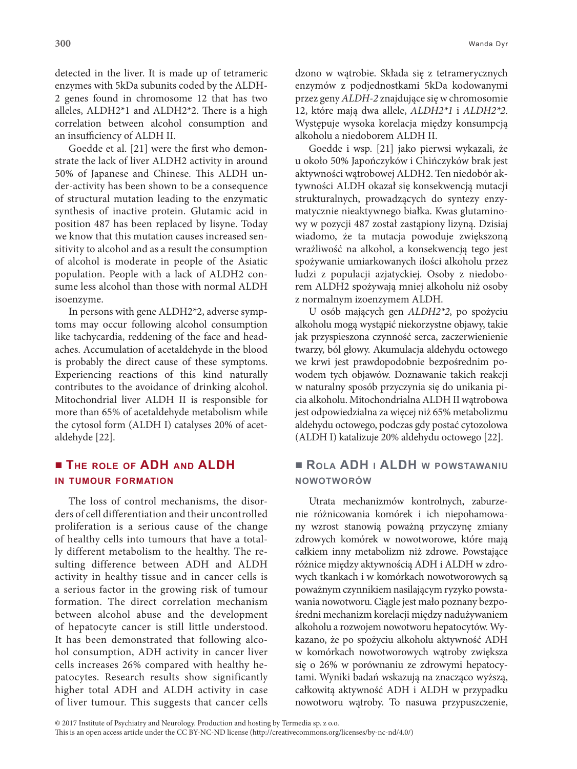detected in the liver. It is made up of tetrameric enzymes with 5kDa subunits coded by the ALDH-2 genes found in chromosome 12 that has two alleles, ALDH2*1 and ALDH2*2. There is a high correlation between alcohol consumption and an insufficiency of ALDH II.

Goedde et al. [21] were the first who demonstrate the lack of liver ALDH2 activity in around 50% of Japanese and Chinese. This ALDH under-activity has been shown to be a consequence of structural mutation leading to the enzymatic synthesis of inactive protein. Glutamic acid in position 487 has been replaced by lisyne. Today we know that this mutation causes increased sensitivity to alcohol and as a result the consumption of alcohol is moderate in people of the Asiatic population. People with a lack of ALDH2 consume less alcohol than those with normal ALDH isoenzyme.

In persons with gene ALDH2*2, adverse symptoms may occur following alcohol consumption like tachycardia, reddening of the face and headaches. Accumulation of acetaldehyde in the blood is probably the direct cause of these symptoms. Experiencing reactions of this kind naturally contributes to the avoidance of drinking alcohol. Mitochondrial liver ALDH II is responsible for more than 65% of acetaldehyde metabolism while the cytosol form (ALDH I) catalyses 20% of acetaldehyde [22].

## The role of ADH and ALDH in tumour formation

The loss of control mechanisms, the disorders of cell differentiation and their uncontrolled proliferation is a serious cause of the change of healthy cells into tumours that have a totally different metabolism to the healthy. The resulting difference between ADH and ALDH activity in healthy tissue and in cancer cells is a serious factor in the growing risk of tumour formation. The direct correlation mechanism between alcohol abuse and the development of hepatocyte cancer is still little understood. It has been demonstrated that following alcohol consumption, ADH activity in cancer liver cells increases 26% compared with healthy hepatocytes. Research results show significantly higher total ADH and ALDH activity in case of liver tumour. This suggests that cancer cells

dzono w wątrobie. Składa się z tetramerycznych enzymów z podjednostkami 5kDa kodowanymi przez geny *ALDH-2* znajdujące się w chromosomie 12, które mają dwa allele, *ALDH2*1* i *ALDH2*2*. Występuje wysoka korelacja między konsumpcją alkoholu a niedoborem ALDH II.

Goedde i wsp. [21] jako pierwsi wykazali, że u około 50% Japończyków i Chińczyków brak jest aktywności wątrobowej ALDH2. Ten niedobór aktywności ALDH okazał się konsekwencją mutacji strukturalnych, prowadzących do syntezy enzymatycznie nieaktywnego białka. Kwas glutaminowy w pozycji 487 został zastąpiony lizyną. Dzisiaj wiadomo, że ta mutacja powoduje zwiększoną wrażliwość na alkohol, a konsekwencją tego jest spożywanie umiarkowanych ilości alkoholu przez ludzi z populacji azjatyckiej. Osoby z niedoborem ALDH2 spożywają mniej alkoholu niż osoby z normalnym izoenzymem ALDH.

U osób mających gen *ALDH2*2*, po spożyciu alkoholu mogą wystąpić niekorzystne objawy, takie jak przyspieszona czynność serca, zaczerwienienie twarzy, ból głowy. Akumulacja aldehydu octowego we krwi jest prawdopodobnie bezpośrednim powodem tych objawów. Doznawanie takich reakcji w naturalny sposób przyczynia się do unikania picia alkoholu. Mitochondrialna ALDH II wątrobowa jest odpowiedzialna za więcej niż 65% metabolizmu aldehydu octowego, podczas gdy postać cytozolowa (ALDH I) katalizuje 20% aldehydu octowego [22].

## Rola ADH i ALDH w powstawaniu nowotworów

Utrata mechanizmów kontrolnych, zaburzenie różnicowania komórek i ich niepohamowany wzrost stanowią poważną przyczynę zmiany zdrowych komórek w nowotworowe, które mają całkiem inny metabolizm niż zdrowe. Powstające różnice między aktywnością ADH i ALDH w zdrowych tkankach i w komórkach nowotworowych są poważnym czynnikiem nasilającym ryzyko powstawania nowotworu. Ciągle jest mało poznany bezpośredni mechanizm korelacji między nadużywaniem alkoholu a rozwojem nowotworu hepatocytów. Wykazano, że po spożyciu alkoholu aktywność ADH w komórkach nowotworowych wątroby zwiększa się o 26% w porównaniu ze zdrowymi hepatocytami. Wyniki badań wskazują na znacząco wyższą, całkowitą aktywność ADH i ALDH w przypadku nowotworu wątroby. To nasuwa przypuszczenie,

© 2017 Institute of Psychiatry and Neurology. Production and hosting by Termedia sp. z o.o.
This is an open access article under the CC BY-NC-ND license (http://creativecommons.org/licenses/by-nc-nd/4.0/)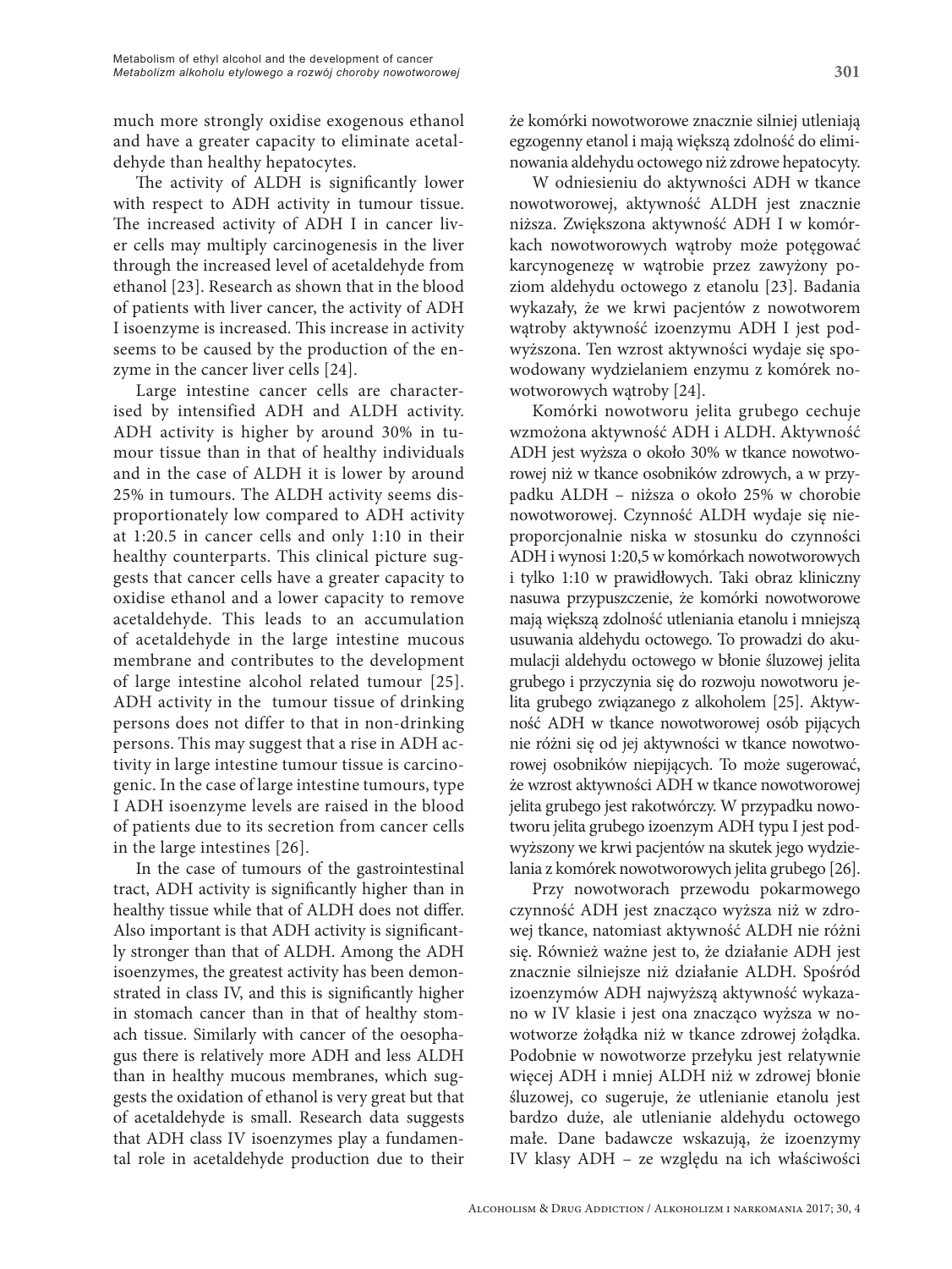much more strongly oxidise exogenous ethanol and have a greater capacity to eliminate acetaldehyde than healthy hepatocytes.

The activity of ALDH is significantly lower with respect to ADH activity in tumour tissue. The increased activity of ADH I in cancer liver cells may multiply carcinogenesis in the liver through the increased level of acetaldehyde from ethanol [23]. Research as shown that in the blood of patients with liver cancer, the activity of ADH I isoenzyme is increased. This increase in activity seems to be caused by the production of the enzyme in the cancer liver cells [24].

Large intestine cancer cells are characterised by intensified ADH and ALDH activity. ADH activity is higher by around 30% in tumour tissue than in that of healthy individuals and in the case of ALDH it is lower by around 25% in tumours. The ALDH activity seems disproportionately low compared to ADH activity at 1:20.5 in cancer cells and only 1:10 in their healthy counterparts. This clinical picture suggests that cancer cells have a greater capacity to oxidise ethanol and a lower capacity to remove acetaldehyde. This leads to an accumulation of acetaldehyde in the large intestine mucous membrane and contributes to the development of large intestine alcohol related tumour [25]. ADH activity in the tumour tissue of drinking persons does not differ to that in non-drinking persons. This may suggest that a rise in ADH activity in large intestine tumour tissue is carcinogenic. In the case of large intestine tumours, type I ADH isoenzyme levels are raised in the blood of patients due to its secretion from cancer cells in the large intestines [26].

In the case of tumours of the gastrointestinal tract, ADH activity is significantly higher than in healthy tissue while that of ALDH does not differ. Also important is that ADH activity is significantly stronger than that of ALDH. Among the ADH isoenzymes, the greatest activity has been demonstrated in class IV, and this is significantly higher in stomach cancer than in that of healthy stomach tissue. Similarly with cancer of the oesophagus there is relatively more ADH and less ALDH than in healthy mucous membranes, which suggests the oxidation of ethanol is very great but that of acetaldehyde is small. Research data suggests that ADH class IV isoenzymes play a fundamental role in acetaldehyde production due to their

że komórki nowotworowe znacznie silniej utleniają egzogenny etanol i mają większą zdolność do eliminowania aldehydu octowego niż zdrowe hepatocyty.

W odniesieniu do aktywności ADH w tkance nowotworowej, aktywność ALDH jest znacznie niższa. Zwiększona aktywność ADH I w komórkach nowotworowych wątroby może potęgować karcynogenezę w wątrobie przez zawyżony poziom aldehydu octowego z etanolu [23]. Badania wykazały, że we krwi pacjentów z nowotworem wątroby aktywność izoenzymu ADH I jest podwyższona. Ten wzrost aktywności wydaje się spowodowany wydzielaniem enzymu z komórek nowotworowych wątroby [24].

Komórki nowotworu jelita grubego cechuje wzmożona aktywność ADH i ALDH. Aktywność ADH jest wyższa o około 30% w tkance nowotworowej niż w tkance osobników zdrowych, a w przypadku ALDH – niższa o około 25% w chorobie nowotworowej. Czynność ALDH wydaje się nieproporcjonalnie niska w stosunku do czynności ADH i wynosi 1:20,5 w komórkach nowotworowych i tylko 1:10 w prawidłowych. Taki obraz kliniczny nasuwa przypuszczenie, że komórki nowotworowe mają większą zdolność utleniania etanolu i mniejszą usuwania aldehydu octowego. To prowadzi do akumulacji aldehydu octowego w błonie śluzowej jelita grubego i przyczynia się do rozwoju nowotworu jelita grubego związanego z alkoholem [25]. Aktywność ADH w tkance nowotworowej osób pijących nie różni się od jej aktywności w tkance nowotworowej osobników niepijących. To może sugerować, że wzrost aktywności ADH w tkance nowotworowej jelita grubego jest rakotwórczy. W przypadku nowotworu jelita grubego izoenzym ADH typu I jest podwyższony we krwi pacjentów na skutek jego wydzielania z komórek nowotworowych jelita grubego [26].

Przy nowotworach przewodu pokarmowego czynność ADH jest znacząco wyższa niż w zdrowej tkance, natomiast aktywność ALDH nie różni się. Również ważne jest to, że działanie ADH jest znacznie silniejsze niż działanie ALDH. Spośród izoenzymów ADH najwyższą aktywność wykazano w IV klasie i jest ona znacząco wyższa w nowotworze żołądka niż w tkance zdrowej żołądka. Podobnie w nowotworze przełyku jest relatywnie więcej ADH i mniej ALDH niż w zdrowej błonie śluzowej, co sugeruje, że utlenianie etanolu jest bardzo duże, ale utlenianie aldehydu octowego małe. Dane badawcze wskazują, że izoenzymy IV klasy ADH – ze względu na ich właściwości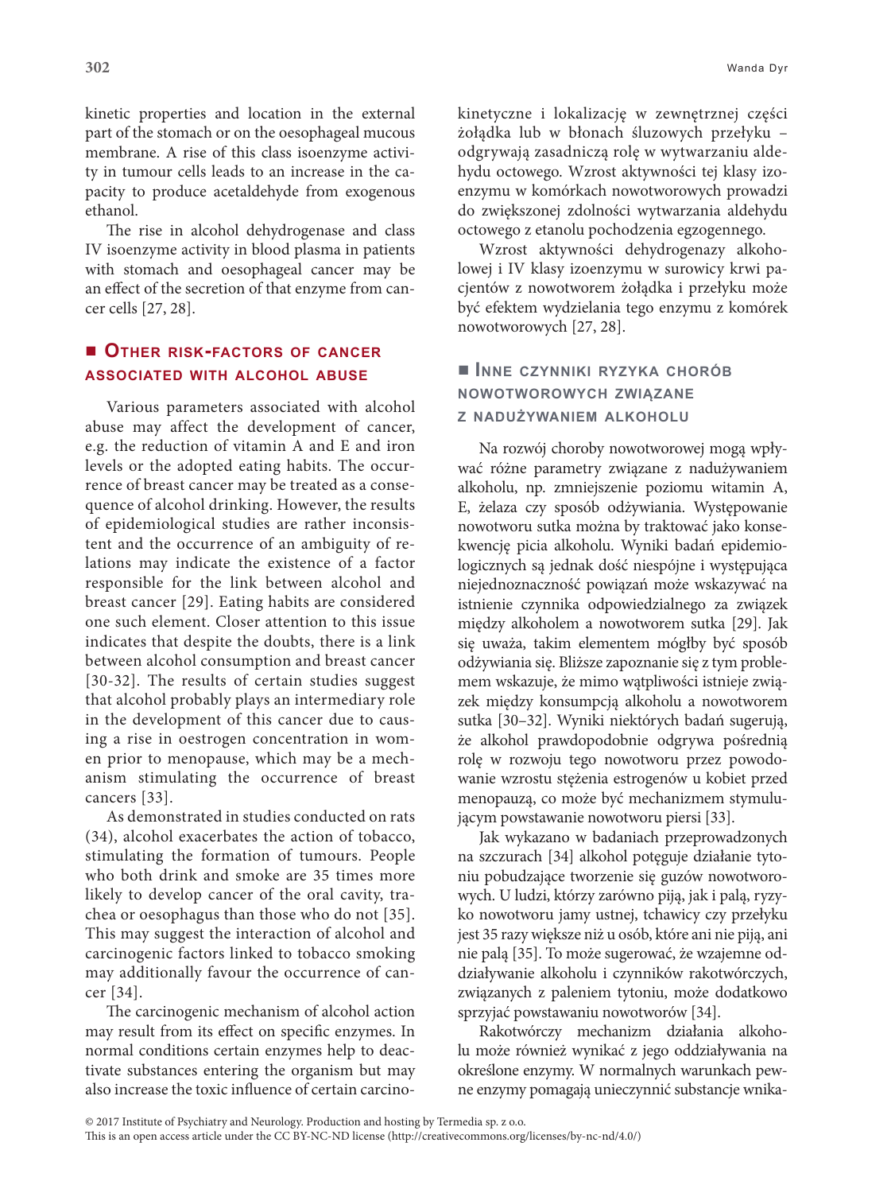kinetic properties and location in the external part of the stomach or on the oesophageal mucous membrane. A rise of this class isoenzyme activity in tumour cells leads to an increase in the capacity to produce acetaldehyde from exogenous ethanol.

The rise in alcohol dehydrogenase and class IV isoenzyme activity in blood plasma in patients with stomach and oesophageal cancer may be an effect of the secretion of that enzyme from cancer cells [27, 28].

## Other risk-factors of cancer associated with alcohol abuse

Various parameters associated with alcohol abuse may affect the development of cancer, e.g. the reduction of vitamin A and E and iron levels or the adopted eating habits. The occurrence of breast cancer may be treated as a consequence of alcohol drinking. However, the results of epidemiological studies are rather inconsistent and the occurrence of an ambiguity of relations may indicate the existence of a factor responsible for the link between alcohol and breast cancer [29]. Eating habits are considered one such element. Closer attention to this issue indicates that despite the doubts, there is a link between alcohol consumption and breast cancer [30-32]. The results of certain studies suggest that alcohol probably plays an intermediary role in the development of this cancer due to causing a rise in oestrogen concentration in women prior to menopause, which may be a mechanism stimulating the occurrence of breast cancers [33].

As demonstrated in studies conducted on rats (34), alcohol exacerbates the action of tobacco, stimulating the formation of tumours. People who both drink and smoke are 35 times more likely to develop cancer of the oral cavity, trachea or oesophagus than those who do not [35]. This may suggest the interaction of alcohol and carcinogenic factors linked to tobacco smoking may additionally favour the occurrence of cancer [34].

The carcinogenic mechanism of alcohol action may result from its effect on specific enzymes. In normal conditions certain enzymes help to deactivate substances entering the organism but may also increase the toxic influence of certain carcino-

kinetyczne i lokalizację w zewnętrznej części żołądka lub w błonach śluzowych przełyku – odgrywają zasadniczą rolę w wytwarzaniu aldehydu octowego. Wzrost aktywności tej klasy izoenzymu w komórkach nowotworowych prowadzi do zwiększonej zdolności wytwarzania aldehydu octowego z etanolu pochodzenia egzogennego.

Wzrost aktywności dehydrogenazy alkoholowej i IV klasy izoenzymu w surowicy krwi pacjentów z nowotworem żołądka i przełyku może być efektem wydzielania tego enzymu z komórek nowotworowych [27, 28].

## Inne czynniki ryzyka chorób nowotworowych związane z nadużywaniem alkoholu

Na rozwój choroby nowotworowej mogą wpływać różne parametry związane z nadużywaniem alkoholu, np. zmniejszenie poziomu witamin A, E, żelaza czy sposób odżywiania. Występowanie nowotworu sutka można by traktować jako konsekwencję picia alkoholu. Wyniki badań epidemiologicznych są jednak dość niespójne i występująca niejednoznaczność powiązań może wskazywać na istnienie czynnika odpowiedzialnego za związek między alkoholem a nowotworem sutka [29]. Jak się uważa, takim elementem mógłby być sposób odżywiania się. Bliższe zapoznanie się z tym problemem wskazuje, że mimo wątpliwości istnieje związek między konsumpcją alkoholu a nowotworem sutka [30–32]. Wyniki niektórych badań sugerują, że alkohol prawdopodobnie odgrywa pośrednią rolę w rozwoju tego nowotworu przez powodowanie wzrostu stężenia estrogenów u kobiet przed menopauzą, co może być mechanizmem stymulującym powstawanie nowotworu piersi [33].

Jak wykazano w badaniach przeprowadzonych na szczurach [34] alkohol potęguje działanie tytoniu pobudzające tworzenie się guzów nowotworowych. U ludzi, którzy zarówno piją, jak i palą, ryzyko nowotworu jamy ustnej, tchawicy czy przełyku jest 35 razy większe niż u osób, które ani nie piją, ani nie palą [35]. To może sugerować, że wzajemne oddziaływanie alkoholu i czynników rakotwórczych, związanych z paleniem tytoniu, może dodatkowo sprzyjać powstawaniu nowotworów [34].

Rakotwórczy mechanizm działania alkoholu może również wynikać z jego oddziaływania na określone enzymy. W normalnych warunkach pewne enzymy pomagają unieczynnić substancje wnika-

© 2017 Institute of Psychiatry and Neurology. Production and hosting by Termedia sp. z o.o.
This is an open access article under the CC BY-NC-ND license (http://creativecommons.org/licenses/by-nc-nd/4.0/)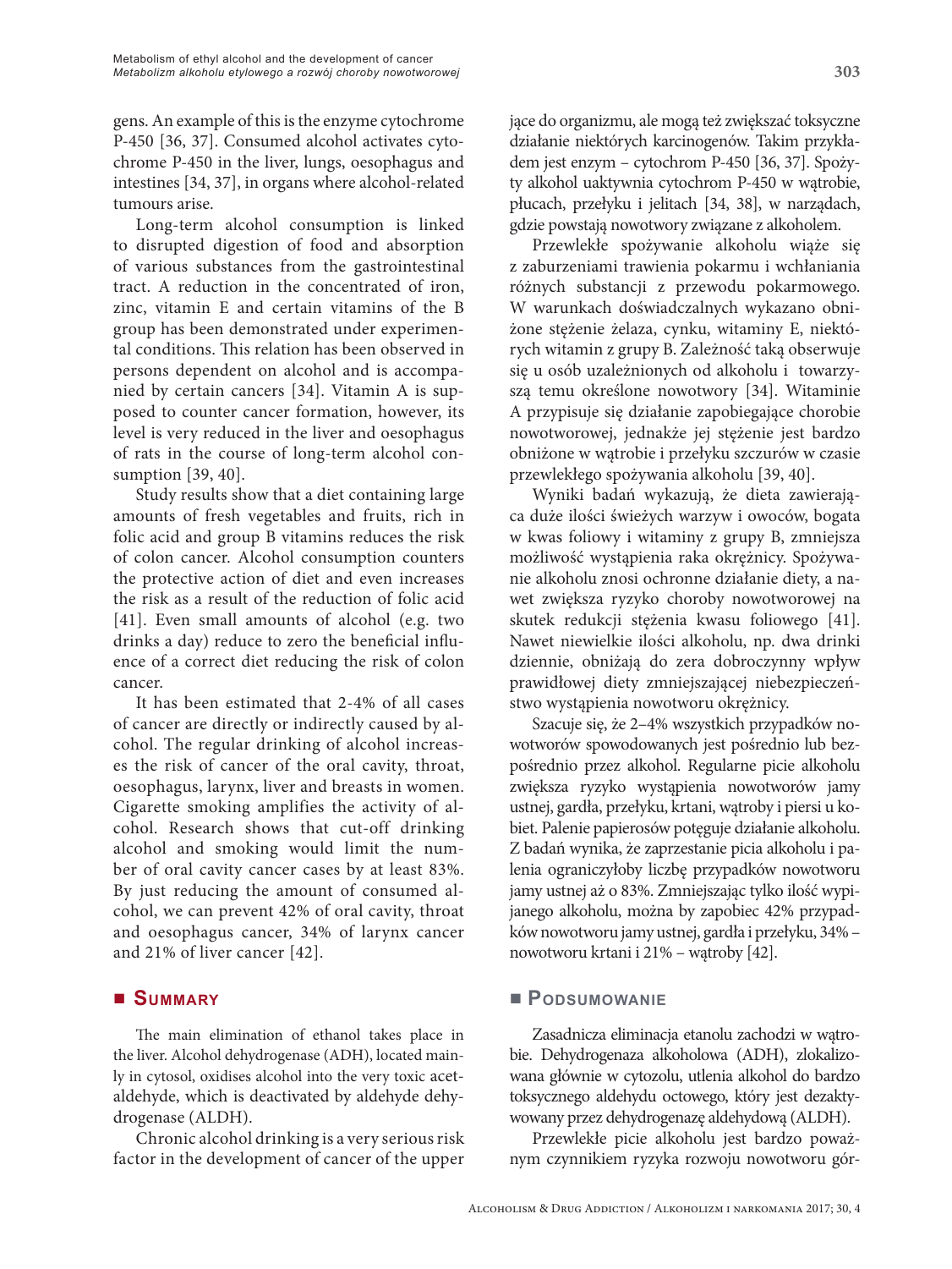gens. An example of this is the enzyme cytochrome P-450 [36, 37]. Consumed alcohol activates cytochrome P-450 in the liver, lungs, oesophagus and intestines [34, 37], in organs where alcohol-related tumours arise.

Long-term alcohol consumption is linked to disrupted digestion of food and absorption of various substances from the gastrointestinal tract. A reduction in the concentrated of iron, zinc, vitamin E and certain vitamins of the B group has been demonstrated under experimental conditions. This relation has been observed in persons dependent on alcohol and is accompanied by certain cancers [34]. Vitamin A is supposed to counter cancer formation, however, its level is very reduced in the liver and oesophagus of rats in the course of long-term alcohol consumption [39, 40].

Study results show that a diet containing large amounts of fresh vegetables and fruits, rich in folic acid and group B vitamins reduces the risk of colon cancer. Alcohol consumption counters the protective action of diet and even increases the risk as a result of the reduction of folic acid [41]. Even small amounts of alcohol (e.g. two drinks a day) reduce to zero the beneficial influence of a correct diet reducing the risk of colon cancer.

It has been estimated that 2-4% of all cases of cancer are directly or indirectly caused by alcohol. The regular drinking of alcohol increases the risk of cancer of the oral cavity, throat, oesophagus, larynx, liver and breasts in women. Cigarette smoking amplifies the activity of alcohol. Research shows that cut-off drinking alcohol and smoking would limit the number of oral cavity cancer cases by at least 83%. By just reducing the amount of consumed alcohol, we can prevent 42% of oral cavity, throat and oesophagus cancer, 34% of larynx cancer and 21% of liver cancer [42].

## Summary

The main elimination of ethanol takes place in the liver. Alcohol dehydrogenase (ADH), located mainly in cytosol, oxidises alcohol into the very toxic acetaldehyde, which is deactivated by aldehyde dehydrogenase (ALDH).

Chronic alcohol drinking is a very serious risk factor in the development of cancer of the upper

jące do organizmu, ale mogą też zwiększać toksyczne działanie niektórych karcinogenów. Takim przykładem jest enzym – cytochrom P-450 [36, 37]. Spożyty alkohol uaktywnia cytochrom P-450 w wątrobie, płucach, przełyku i jelitach [34, 38], w narządach, gdzie powstają nowotwory związane z alkoholem.

Przewlekłe spożywanie alkoholu wiąże się z zaburzeniami trawienia pokarmu i wchłaniania różnych substancji z przewodu pokarmowego. W warunkach doświadczalnych wykazano obniżone stężenie żelaza, cynku, witaminy E, niektórych witamin z grupy B. Zależność taką obserwuje się u osób uzależnionych od alkoholu i towarzyszą temu określone nowotwory [34]. Witaminie A przypisuje się działanie zapobiegające chorobie nowotworowej, jednakże jej stężenie jest bardzo obniżone w wątrobie i przełyku szczurów w czasie przewlekłego spożywania alkoholu [39, 40].

Wyniki badań wykazują, że dieta zawierająca duże ilości świeżych warzyw i owoców, bogata w kwas foliowy i witaminy z grupy B, zmniejsza możliwość wystąpienia raka okrężnicy. Spożywanie alkoholu znosi ochronne działanie diety, a nawet zwiększa ryzyko choroby nowotworowej na skutek redukcji stężenia kwasu foliowego [41]. Nawet niewielkie ilości alkoholu, np. dwa drinki dziennie, obniżają do zera dobroczynny wpływ prawidłowej diety zmniejszającej niebezpieczeństwo wystąpienia nowotworu okrężnicy.

Szacuje się, że 2–4% wszystkich przypadków nowotworów spowodowanych jest pośrednio lub bezpośrednio przez alkohol. Regularne picie alkoholu zwiększa ryzyko wystąpienia nowotworów jamy ustnej, gardła, przełyku, krtani, wątroby i piersi u kobiet. Palenie papierosów potęguje działanie alkoholu. Z badań wynika, że zaprzestanie picia alkoholu i palenia ograniczyłoby liczbę przypadków nowotworu jamy ustnej aż o 83%. Zmniejszając tylko ilość wypijanego alkoholu, można by zapobiec 42% przypadków nowotworu jamy ustnej, gardła i przełyku, 34% – nowotworu krtani i 21% – wątroby [42].

## Podsumowanie

Zasadnicza eliminacja etanolu zachodzi w wątrobie. Dehydrogenaza alkoholowa (ADH), zlokalizowana głównie w cytozolu, utlenia alkohol do bardzo toksycznego aldehydu octowego, który jest dezaktywowany przez dehydrogenazę aldehydową (ALDH).

Przewlekłe picie alkoholu jest bardzo poważnym czynnikiem ryzyka rozwoju nowotworu gór-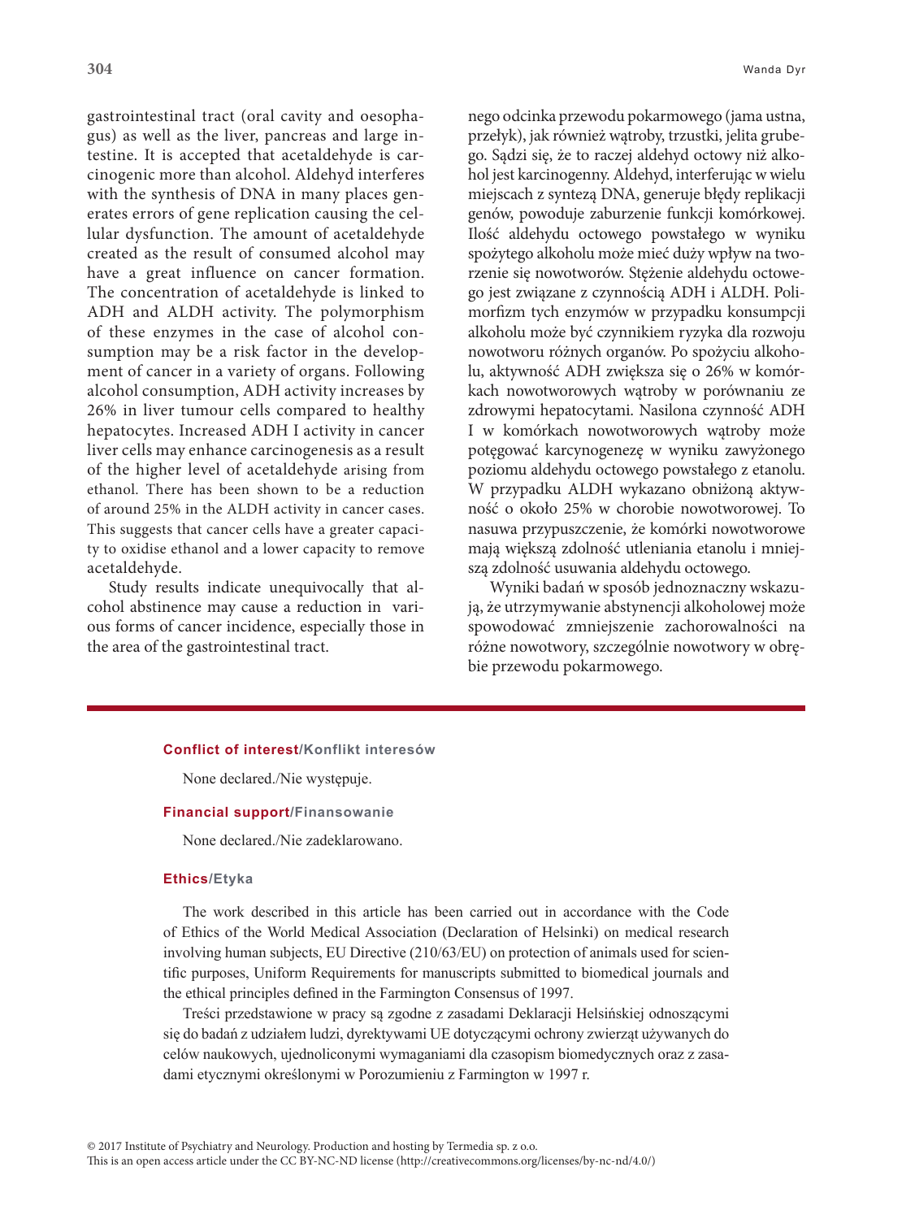gastrointestinal tract (oral cavity and oesophagus) as well as the liver, pancreas and large intestine. It is accepted that acetaldehyde is carcinogenic more than alcohol. Aldehyd interferes with the synthesis of DNA in many places generates errors of gene replication causing the cellular dysfunction. The amount of acetaldehyde created as the result of consumed alcohol may have a great influence on cancer formation. The concentration of acetaldehyde is linked to ADH and ALDH activity. The polymorphism of these enzymes in the case of alcohol consumption may be a risk factor in the development of cancer in a variety of organs. Following alcohol consumption, ADH activity increases by 26% in liver tumour cells compared to healthy hepatocytes. Increased ADH I activity in cancer liver cells may enhance carcinogenesis as a result of the higher level of acetaldehyde arising from ethanol. There has been shown to be a reduction of around 25% in the ALDH activity in cancer cases. This suggests that cancer cells have a greater capacity to oxidise ethanol and a lower capacity to remove acetaldehyde.

Study results indicate unequivocally that alcohol abstinence may cause a reduction in various forms of cancer incidence, especially those in the area of the gastrointestinal tract.

nego odcinka przewodu pokarmowego (jama ustna, przełyk), jak również wątroby, trzustki, jelita grubego. Sądzi się, że to raczej aldehyd octowy niż alkohol jest karcinogenny. Aldehyd, interferując w wielu miejscach z syntezą DNA, generuje błędy replikacji genów, powoduje zaburzenie funkcji komórkowej. Ilość aldehydu octowego powstałego w wyniku spożytego alkoholu może mieć duży wpływ na tworzenie się nowotworów. Stężenie aldehydu octowego jest związane z czynnością ADH i ALDH. Polimorfizm tych enzymów w przypadku konsumpcji alkoholu może być czynnikiem ryzyka dla rozwoju nowotworu różnych organów. Po spożyciu alkoholu, aktywność ADH zwiększa się o 26% w komórkach nowotworowych wątroby w porównaniu ze zdrowymi hepatocytami. Nasilona czynność ADH I w komórkach nowotworowych wątroby może potęgować karcynogenezę w wyniku zawyżonego poziomu aldehydu octowego powstałego z etanolu. W przypadku ALDH wykazano obniżoną aktywność o około 25% w chorobie nowotworowej. To nasuwa przypuszczenie, że komórki nowotworowe mają większą zdolność utleniania etanolu i mniejszą zdolność usuwania aldehydu octowego.

Wyniki badań w sposób jednoznaczny wskazują, że utrzymywanie abstynencji alkoholowej może spowodować zmniejszenie zachorowalności na różne nowotwory, szczególnie nowotwory w obrębie przewodu pokarmowego.

**Conflict of interest/Konflikt interesów**

None declared./Nie występuje.

**Financial support/Finansowanie**

None declared./Nie zadeklarowano.

**Ethics/Etyka**

The work described in this article has been carried out in accordance with the Code of Ethics of the World Medical Association (Declaration of Helsinki) on medical research involving human subjects, EU Directive (210/63/EU) on protection of animals used for scientific purposes, Uniform Requirements for manuscripts submitted to biomedical journals and the ethical principles defined in the Farmington Consensus of 1997.

Treści przedstawione w pracy są zgodne z zasadami Deklaracji Helsińskiej odnoszącymi się do badań z udziałem ludzi, dyrektywami UE dotyczącymi ochrony zwierząt używanych do celów naukowych, ujednoliconymi wymaganiami dla czasopism biomedycznych oraz z zasadami etycznymi określonymi w Porozumieniu z Farmington w 1997 r.

© 2017 Institute of Psychiatry and Neurology. Production and hosting by Termedia sp. z o.o.
This is an open access article under the CC BY-NC-ND license (http://creativecommons.org/licenses/by-nc-nd/4.0/)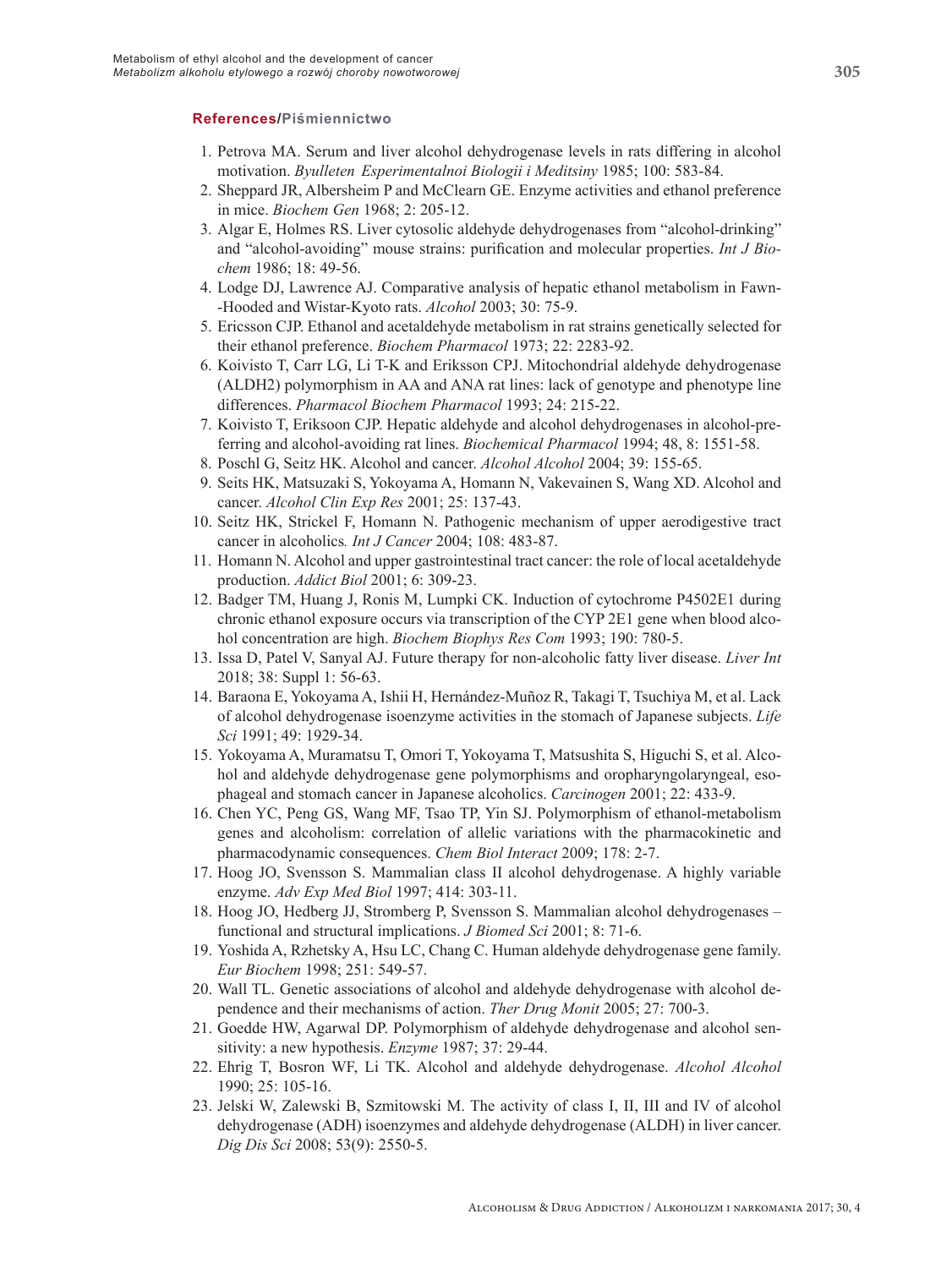## **References/Piśmiennictwo**

1. Petrova MA. Serum and liver alcohol dehydrogenase levels in rats differing in alcohol motivation. *Byulleten Esperimentalnoi Biologii i Meditsiny* 1985; 100: 583-84.
2. Sheppard JR, Albersheim P and McClearn GE. Enzyme activities and ethanol preference in mice. *Biochem Gen* 1968; 2: 205-12.
3. Algar E, Holmes RS. Liver cytosolic aldehyde dehydrogenases from "alcohol-drinking" and "alcohol-avoiding" mouse strains: purification and molecular properties. *Int J Biochem* 1986; 18: 49-56.
4. Lodge DJ, Lawrence AJ. Comparative analysis of hepatic ethanol metabolism in Fawn-Hooded and Wistar-Kyoto rats. *Alcohol* 2003; 30: 75-9.
5. Ericsson CJP. Ethanol and acetaldehyde metabolism in rat strains genetically selected for their ethanol preference. *Biochem Pharmacol* 1973; 22: 2283-92.
6. Koivisto T, Carr LG, Li T-K and Eriksson CPJ. Mitochondrial aldehyde dehydrogenase (ALDH2) polymorphism in AA and ANA rat lines: lack of genotype and phenotype line differences. *Pharmacol Biochem Pharmacol* 1993; 24: 215-22.
7. Koivisto T, Eriksoon CJP. Hepatic aldehyde and alcohol dehydrogenases in alcohol-preferring and alcohol-avoiding rat lines. *Biochemical Pharmacol* 1994; 48, 8: 1551-58.
8. Poschl G, Seitz HK. Alcohol and cancer. *Alcohol Alcohol* 2004; 39: 155-65.
9. Seits HK, Matsuzaki S, Yokoyama A, Homann N, Vakevainen S, Wang XD. Alcohol and cancer. *Alcohol Clin Exp Res* 2001; 25: 137-43.
10. Seitz HK, Strickel F, Homann N. Pathogenic mechanism of upper aerodigestive tract cancer in alcoholics. *Int J Cancer* 2004; 108: 483-87.
11. Homann N. Alcohol and upper gastrointestinal tract cancer: the role of local acetaldehyde production. *Addict Biol* 2001; 6: 309-23.
12. Badger TM, Huang J, Ronis M, Lumpki CK. Induction of cytochrome P4502E1 during chronic ethanol exposure occurs via transcription of the CYP 2E1 gene when blood alcohol concentration are high. *Biochem Biophys Res Com* 1993; 190: 780-5.
13. Issa D, Patel V, Sanyal AJ. Future therapy for non-alcoholic fatty liver disease. *Liver Int* 2018; 38: Suppl 1: 56-63.
14. Baraona E, Yokoyama A, Ishii H, Hernández-Muñoz R, Takagi T, Tsuchiya M, et al. Lack of alcohol dehydrogenase isoenzyme activities in the stomach of Japanese subjects. *Life Sci* 1991; 49: 1929-34.
15. Yokoyama A, Muramatsu T, Omori T, Yokoyama T, Matsushita S, Higuchi S, et al. Alcohol and aldehyde dehydrogenase gene polymorphisms and oropharyngolaryngeal, esophageal and stomach cancer in Japanese alcoholics. *Carcinogen* 2001; 22: 433-9.
16. Chen YC, Peng GS, Wang MF, Tsao TP, Yin SJ. Polymorphism of ethanol-metabolism genes and alcoholism: correlation of allelic variations with the pharmacokinetic and pharmacodynamic consequences. *Chem Biol Interact* 2009; 178: 2-7.
17. Hoog JO, Svensson S. Mammalian class II alcohol dehydrogenase. A highly variable enzyme. *Adv Exp Med Biol* 1997; 414: 303-11.
18. Hoog JO, Hedberg JJ, Stromberg P, Svensson S. Mammalian alcohol dehydrogenases – functional and structural implications. *J Biomed Sci* 2001; 8: 71-6.
19. Yoshida A, Rzhetsky A, Hsu LC, Chang C. Human aldehyde dehydrogenase gene family. *Eur Biochem* 1998; 251: 549-57.
20. Wall TL. Genetic associations of alcohol and aldehyde dehydrogenase with alcohol dependence and their mechanisms of action. *Ther Drug Monit* 2005; 27: 700-3.
21. Goedde HW, Agarwal DP. Polymorphism of aldehyde dehydrogenase and alcohol sensitivity: a new hypothesis. *Enzyme* 1987; 37: 29-44.
22. Ehrig T, Bosron WF, Li TK. Alcohol and aldehyde dehydrogenase. *Alcohol Alcohol* 1990; 25: 105-16.
23. Jelski W, Zalewski B, Szmitowski M. The activity of class I, II, III and IV of alcohol dehydrogenase (ADH) isoenzymes and aldehyde dehydrogenase (ALDH) in liver cancer. *Dig Dis Sci* 2008; 53(9): 2550-5.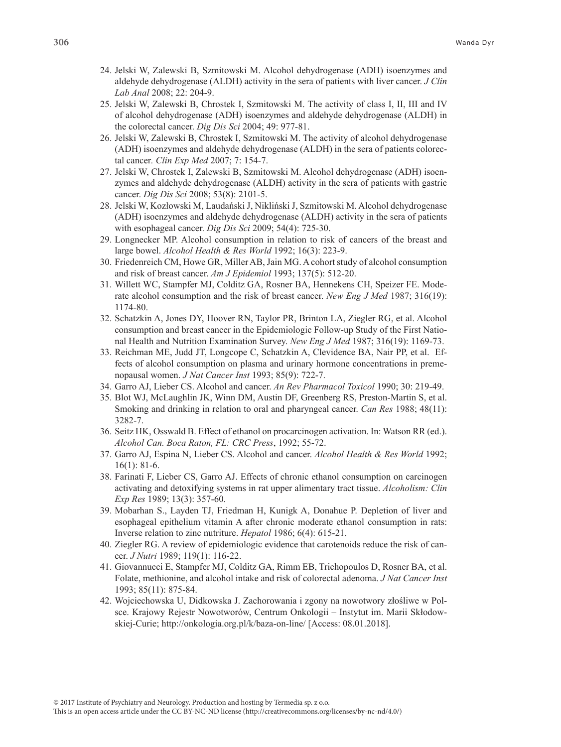24. Jelski W, Zalewski B, Szmitowski M. Alcohol dehydrogenase (ADH) isoenzymes and aldehyde dehydrogenase (ALDH) activity in the sera of patients with liver cancer. *J Clin Lab Anal* 2008; 22: 204-9.
25. Jelski W, Zalewski B, Chrostek I, Szmitowski M. The activity of class I, II, III and IV of alcohol dehydrogenase (ADH) isoenzymes and aldehyde dehydrogenase (ALDH) in the colorectal cancer. *Dig Dis Sci* 2004; 49: 977-81.
26. Jelski W, Zalewski B, Chrostek I, Szmitowski M. The activity of alcohol dehydrogenase (ADH) isoenzymes and aldehyde dehydrogenase (ALDH) in the sera of patients colorectal cancer. *Clin Exp Med* 2007; 7: 154-7.
27. Jelski W, Chrostek I, Zalewski B, Szmitowski M. Alcohol dehydrogenase (ADH) isoenzymes and aldehyde dehydrogenase (ALDH) activity in the sera of patients with gastric cancer. *Dig Dis Sci* 2008; 53(8): 2101-5.
28. Jelski W, Kozłowski M, Laudański J, Nikliński J, Szmitowski M. Alcohol dehydrogenase (ADH) isoenzymes and aldehyde dehydrogenase (ALDH) activity in the sera of patients with esophageal cancer. *Dig Dis Sci* 2009; 54(4): 725-30.
29. Longnecker MP. Alcohol consumption in relation to risk of cancers of the breast and large bowel. *Alcohol Health & Res World* 1992; 16(3): 223-9.
30. Friedenreich CM, Howe GR, Miller AB, Jain MG. A cohort study of alcohol consumption and risk of breast cancer. *Am J Epidemiol* 1993; 137(5): 512-20.
31. Willett WC, Stampfer MJ, Colditz GA, Rosner BA, Hennekens CH, Speizer FE. Moderate alcohol consumption and the risk of breast cancer. *New Eng J Med* 1987; 316(19): 1174-80.
32. Schatzkin A, Jones DY, Hoover RN, Taylor PR, Brinton LA, Ziegler RG, et al. Alcohol consumption and breast cancer in the Epidemiologic Follow-up Study of the First National Health and Nutrition Examination Survey. *New Eng J Med* 1987; 316(19): 1169-73.
33. Reichman ME, Judd JT, Longcope C, Schatzkin A, Clevidence BA, Nair PP, et al. Effects of alcohol consumption on plasma and urinary hormone concentrations in premenopausal women. *J Nat Cancer Inst* 1993; 85(9): 722-7.
34. Garro AJ, Lieber CS. Alcohol and cancer. *An Rev Pharmacol Toxicol* 1990; 30: 219-49.
35. Blot WJ, McLaughlin JK, Winn DM, Austin DF, Greenberg RS, Preston-Martin S, et al. Smoking and drinking in relation to oral and pharyngeal cancer. *Can Res* 1988; 48(11): 3282-7.
36. Seitz HK, Osswald B. Effect of ethanol on procarcinogen activation. In: Watson RR (ed.). *Alcohol Can. Boca Raton, FL: CRC Press*, 1992; 55-72.
37. Garro AJ, Espina N, Lieber CS. Alcohol and cancer. *Alcohol Health & Res World* 1992; 16(1): 81-6.
38. Farinati F, Lieber CS, Garro AJ. Effects of chronic ethanol consumption on carcinogen activating and detoxifying systems in rat upper alimentary tract tissue. *Alcoholism: Clin Exp Res* 1989; 13(3): 357-60.
39. Mobarhan S., Layden TJ, Friedman H, Kunigk A, Donahue P. Depletion of liver and esophageal epithelium vitamin A after chronic moderate ethanol consumption in rats: Inverse relation to zinc nutriture. *Hepatol* 1986; 6(4): 615-21.
40. Ziegler RG. A review of epidemiologic evidence that carotenoids reduce the risk of cancer. *J Nutri* 1989; 119(1): 116-22.
41. Giovannucci E, Stampfer MJ, Colditz GA, Rimm EB, Trichopoulos D, Rosner BA, et al. Folate, methionine, and alcohol intake and risk of colorectal adenoma. *J Nat Cancer Inst* 1993; 85(11): 875-84.
42. Wojciechowska U, Didkowska J. Zachorowania i zgony na nowotwory złośliwe w Polsce. Krajowy Rejestr Nowotworów, Centrum Onkologii – Instytut im. Marii Skłodowskiej-Curie; http://onkologia.org.pl/k/baza-on-line/ [Access: 08.01.2018].

© 2017 Institute of Psychiatry and Neurology. Production and hosting by Termedia sp. z o.o.
This is an open access article under the CC BY-NC-ND license (http://creativecommons.org/licenses/by-nc-nd/4.0/)